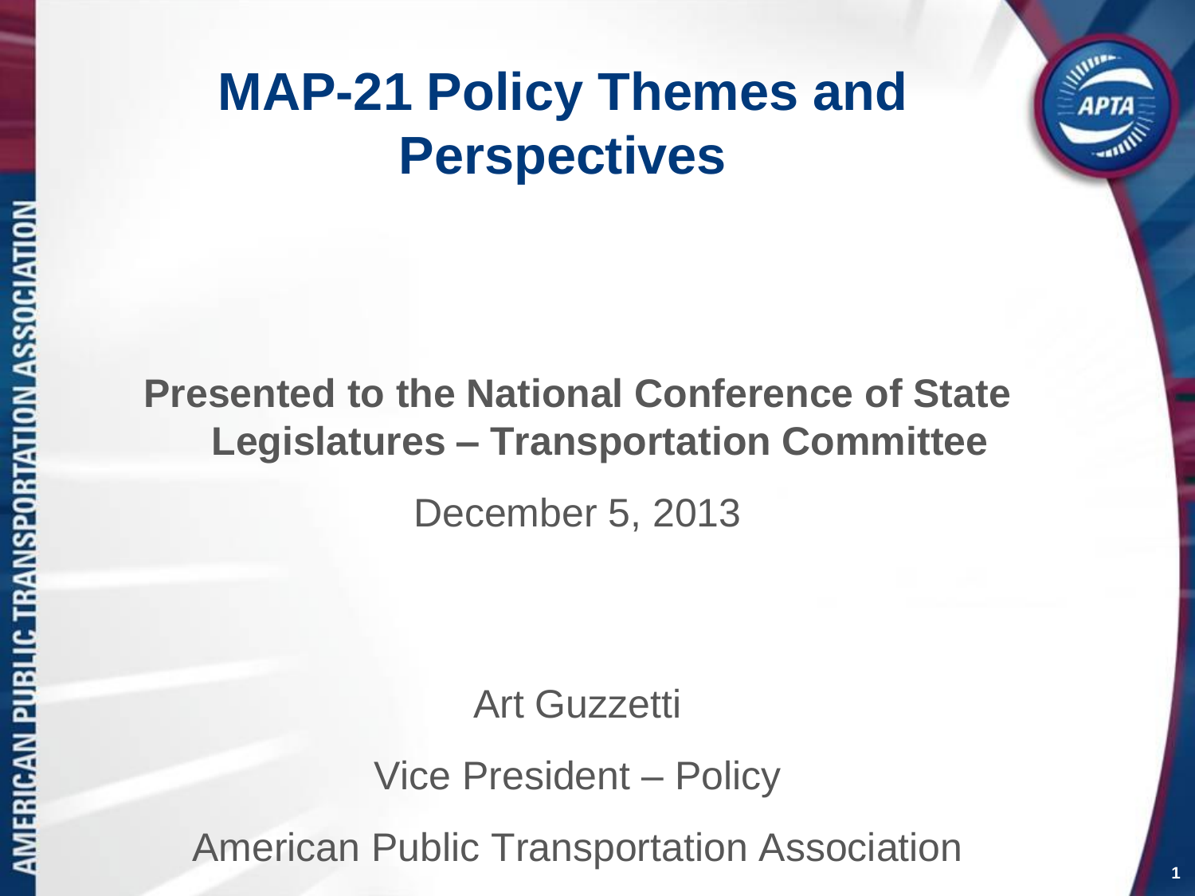# MAP-21 Policy Themes and Perspectives

**Presented to the National Conference of State Legislatures – Transportation Committee**

December 5, 2013

Art Guzzetti

Vice President – Policy

American Public Transportation Association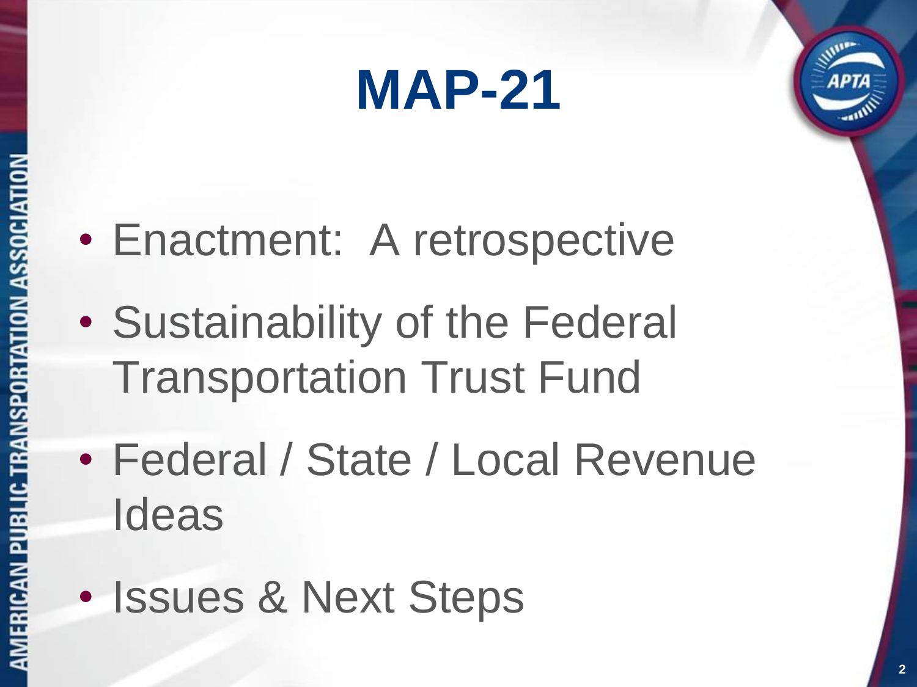# MAP-21

- Enactment:  A retrospective
- Sustainability of the Federal Transportation Trust Fund
- Federal / State / Local Revenue Ideas
- Issues & Next Steps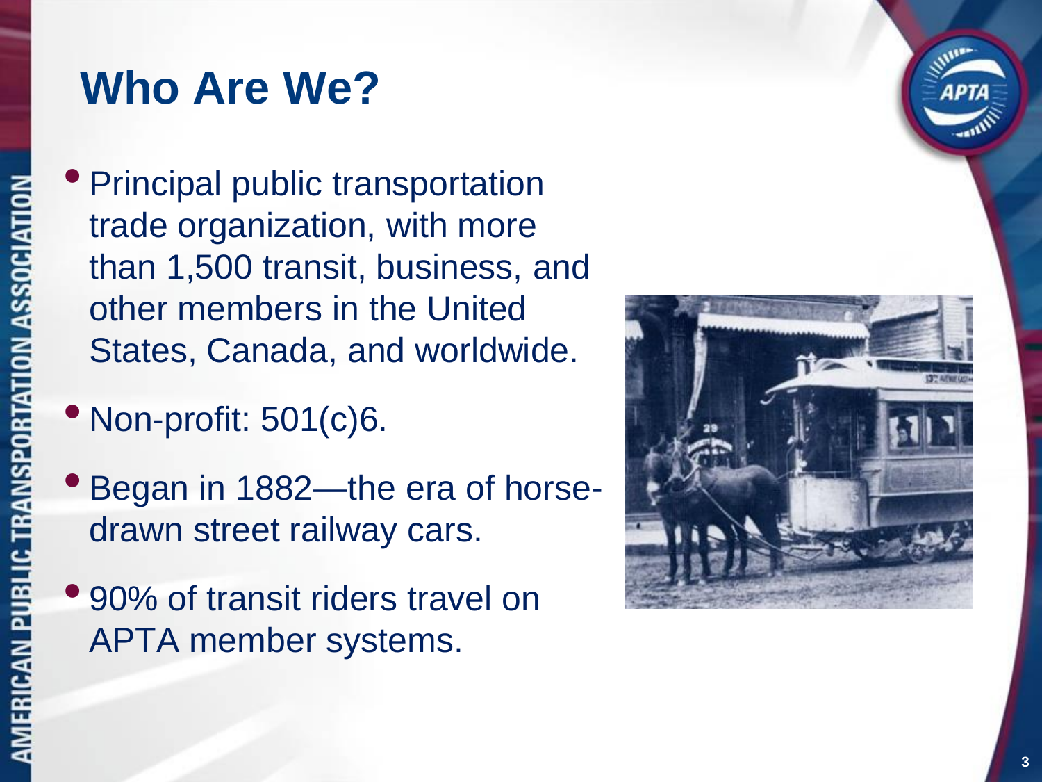# Who Are We?

- Principal public transportation trade organization, with more than 1,500 transit, business, and other members in the United States, Canada, and worldwide.
- Non-profit: 501(c)6.
- Began in 1882—the era of horse-drawn street railway cars.
- 90% of transit riders travel on APTA member systems.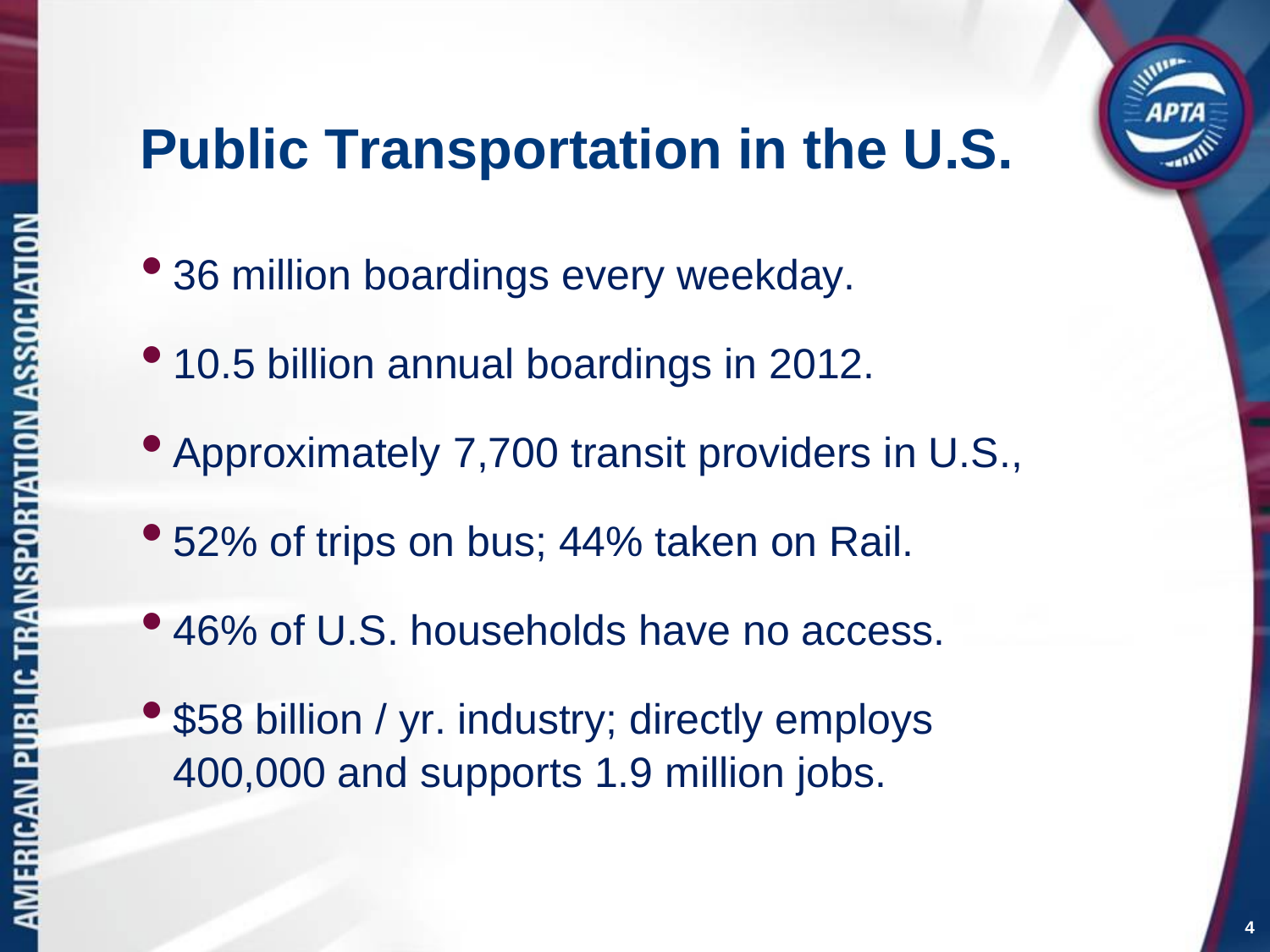# Public Transportation in the U.S.

- 36 million boardings every weekday.
- 10.5 billion annual boardings in 2012.
- Approximately 7,700 transit providers in U.S.,
- 52% of trips on bus; 44% taken on Rail.
- 46% of U.S. households have no access.
- $58 billion / yr. industry; directly employs 400,000 and supports 1.9 million jobs.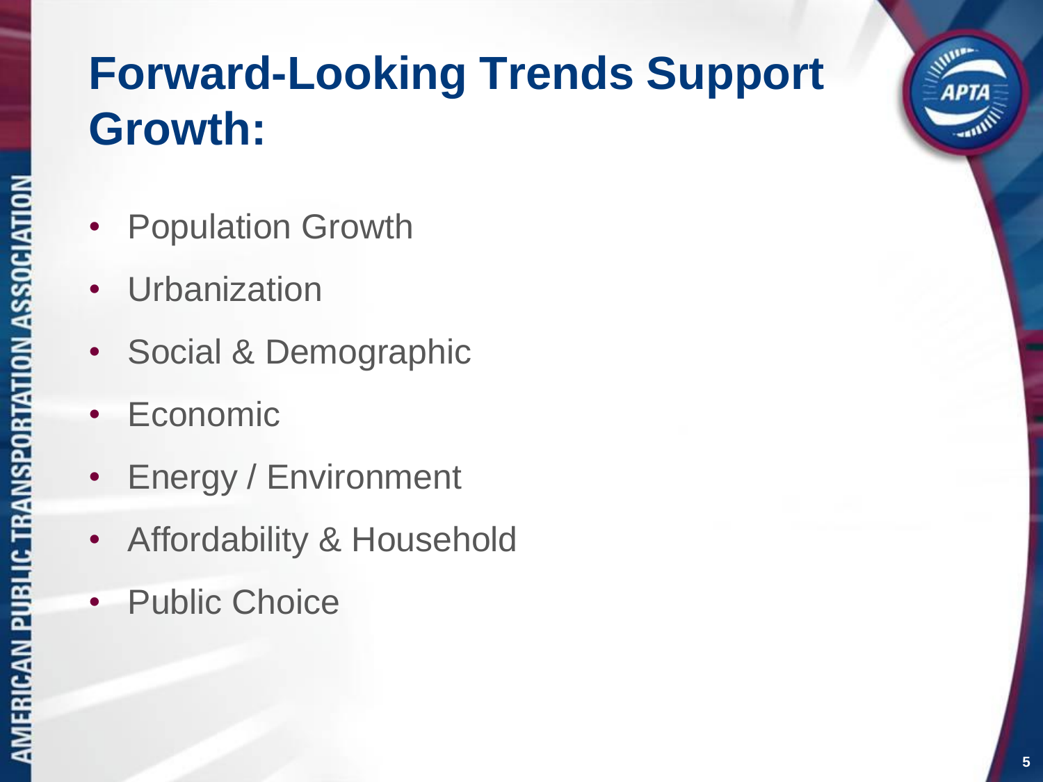# Forward-Looking Trends Support Growth:

- Population Growth
- Urbanization
- Social & Demographic
- Economic
- Energy / Environment
- Affordability & Household
- Public Choice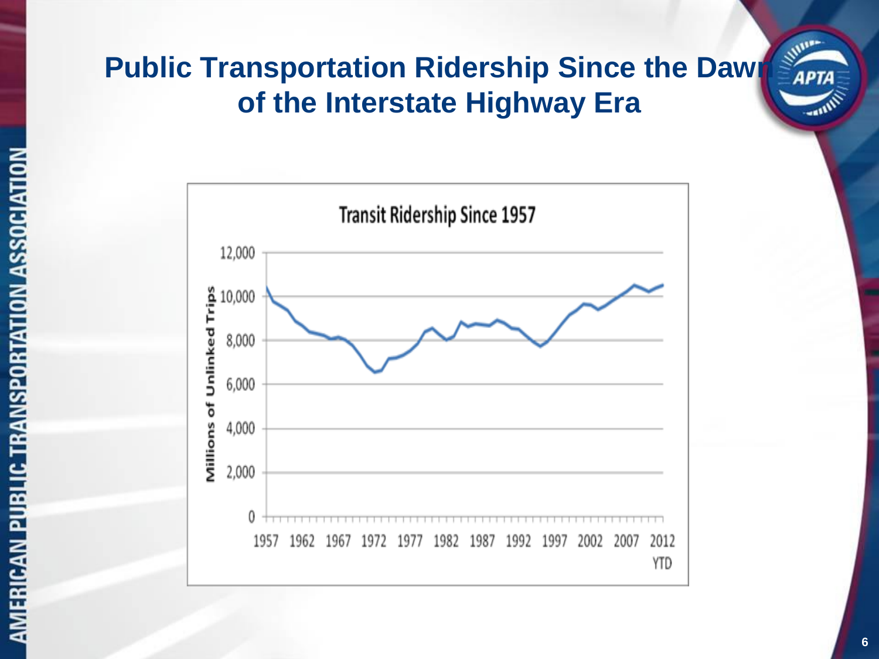# Public Transportation Ridership Since the Dawn of the Interstate Highway Era

**Transit Ridership Since 1957**

Millions of Unlinked Trips

12,000
10,000
8,000
6,000
4,000
2,000
0

1957 1962 1967 1972 1977 1982 1987 1992 1997 2002 2007 2012 YTD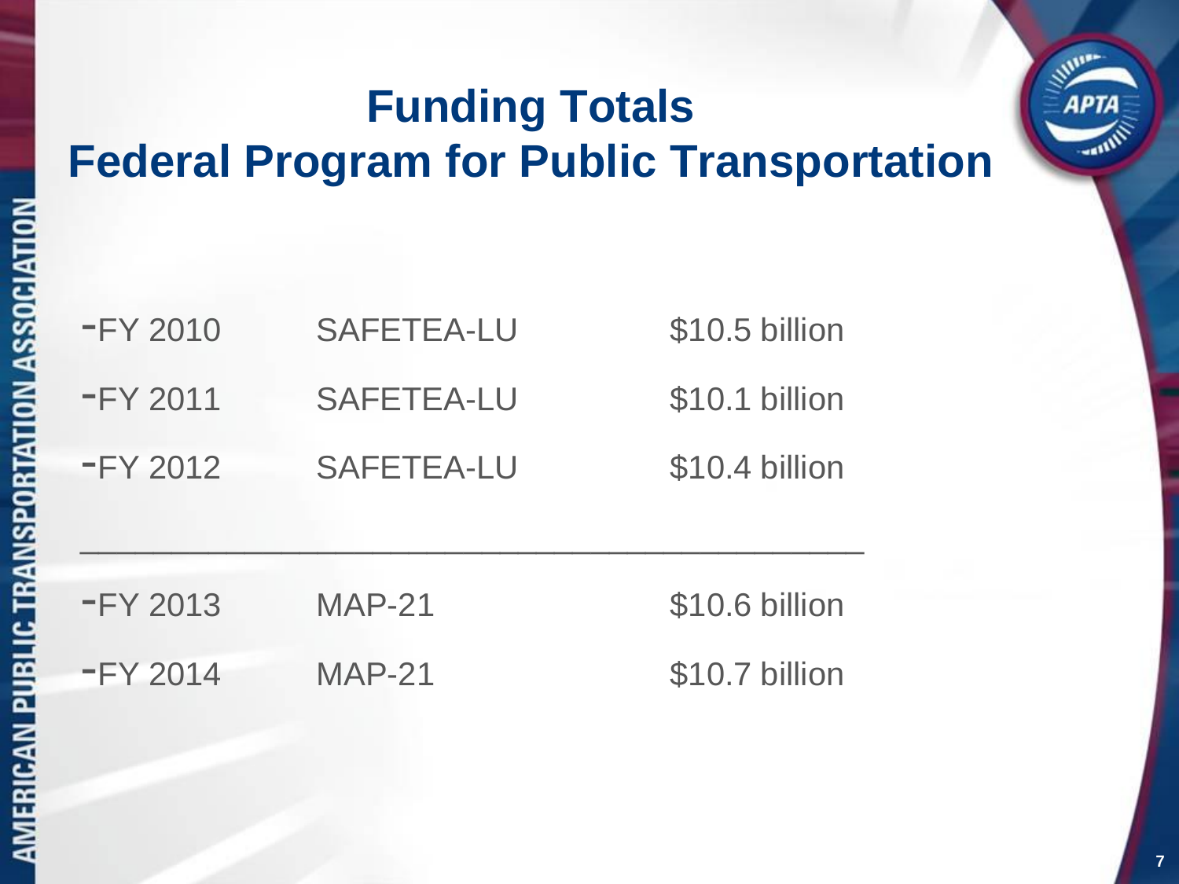# Funding Totals
# Federal Program for Public Transportation

- FY 2010 SAFETEA-LU $10.5 billion
- FY 2011 SAFETEA-LU $10.1 billion
- FY 2012 SAFETEA-LU $10.4 billion

---

- FY 2013 MAP-21 $10.6 billion
- FY 2014 MAP-21 $10.7 billion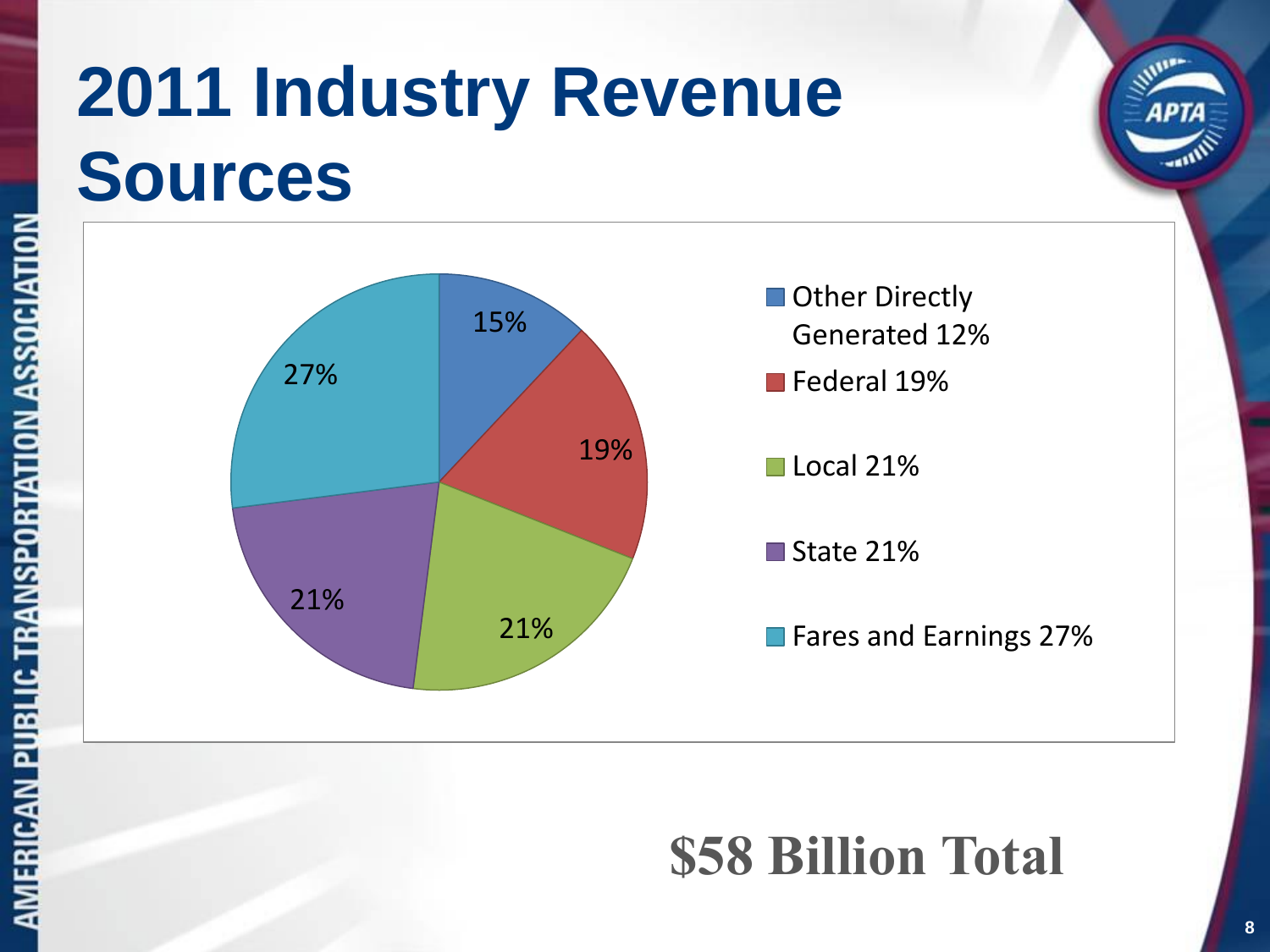# 2011 Industry Revenue Sources

- Other Directly Generated 12%
- Federal 19%
- Local 21%
- State 21%
- Fares and Earnings 27%

Pie chart slice labels: 15%, 19%, 21%, 21%, 27%

**$58 Billion Total**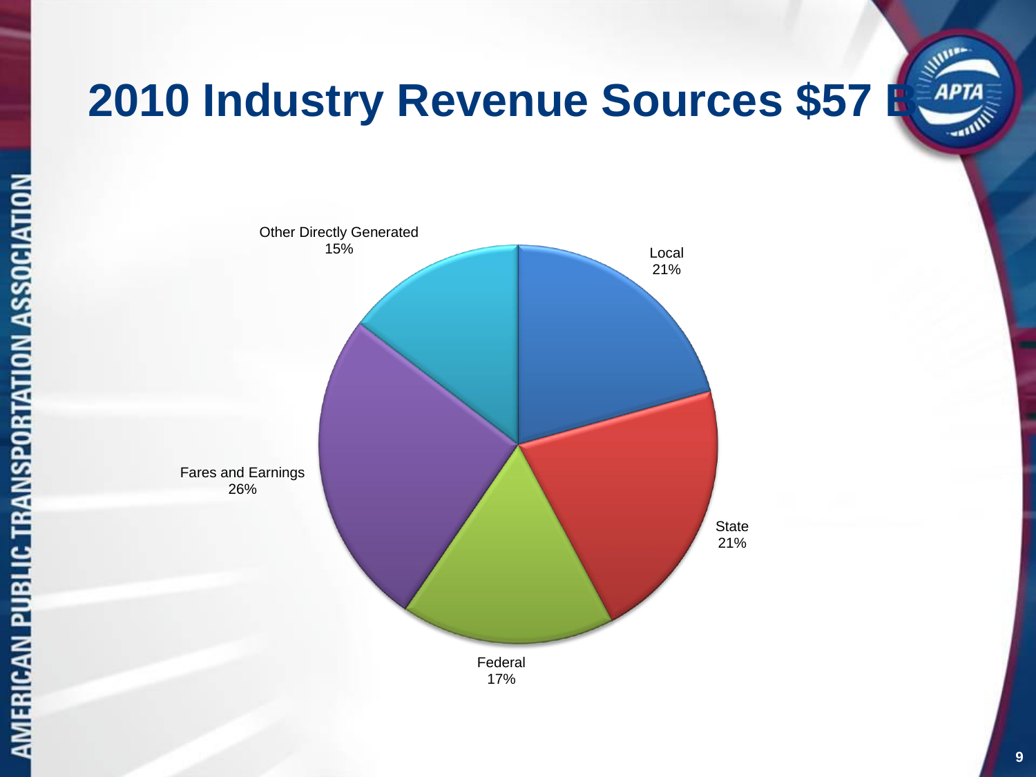# 2010 Industry Revenue Sources $57 B

| Source | Share |
|---|---|
| Local | 21% |
| State | 21% |
| Federal | 17% |
| Fares and Earnings | 26% |
| Other Directly Generated | 15% |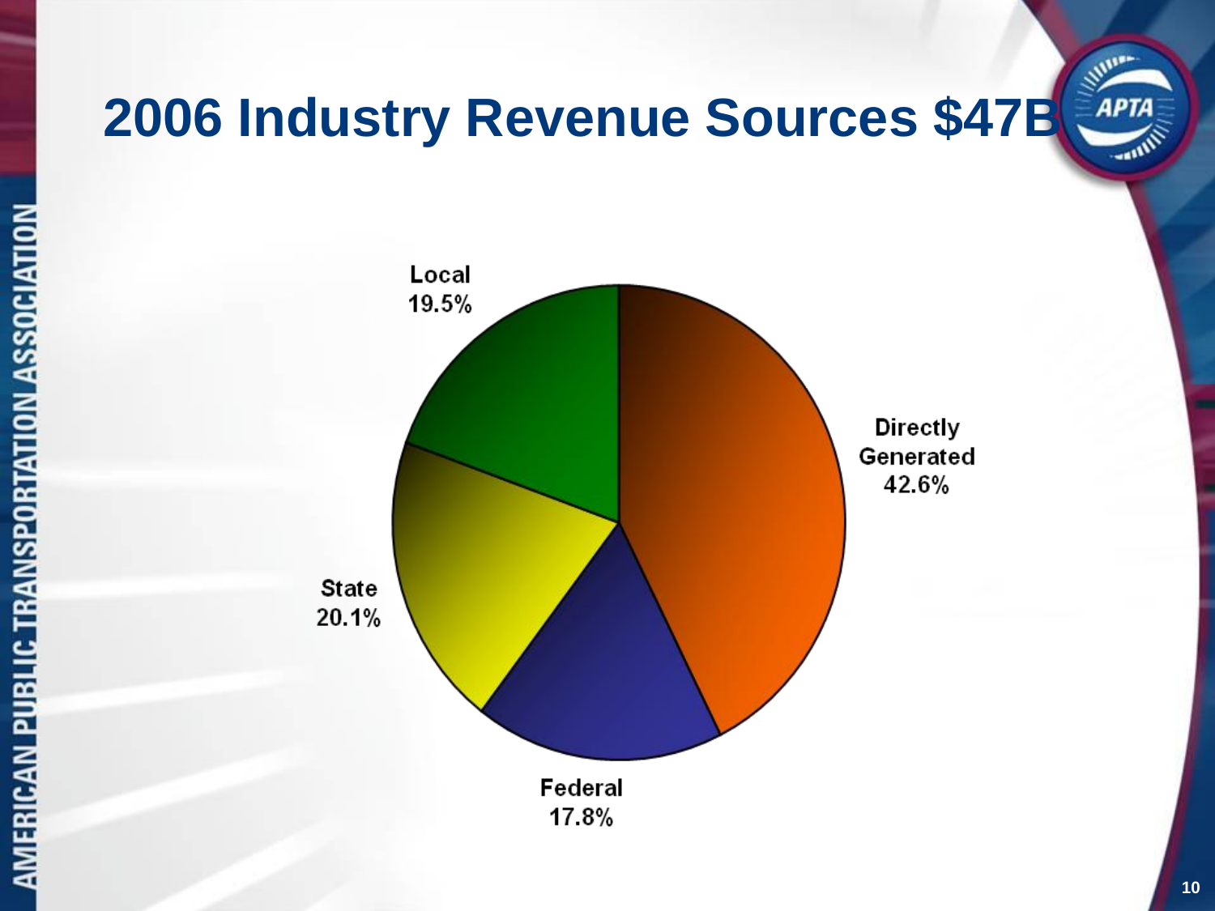# 2006 Industry Revenue Sources $47B

| Source | Share |
|---|---|
| Directly Generated | 42.6% |
| Local | 19.5% |
| State | 20.1% |
| Federal | 17.8% |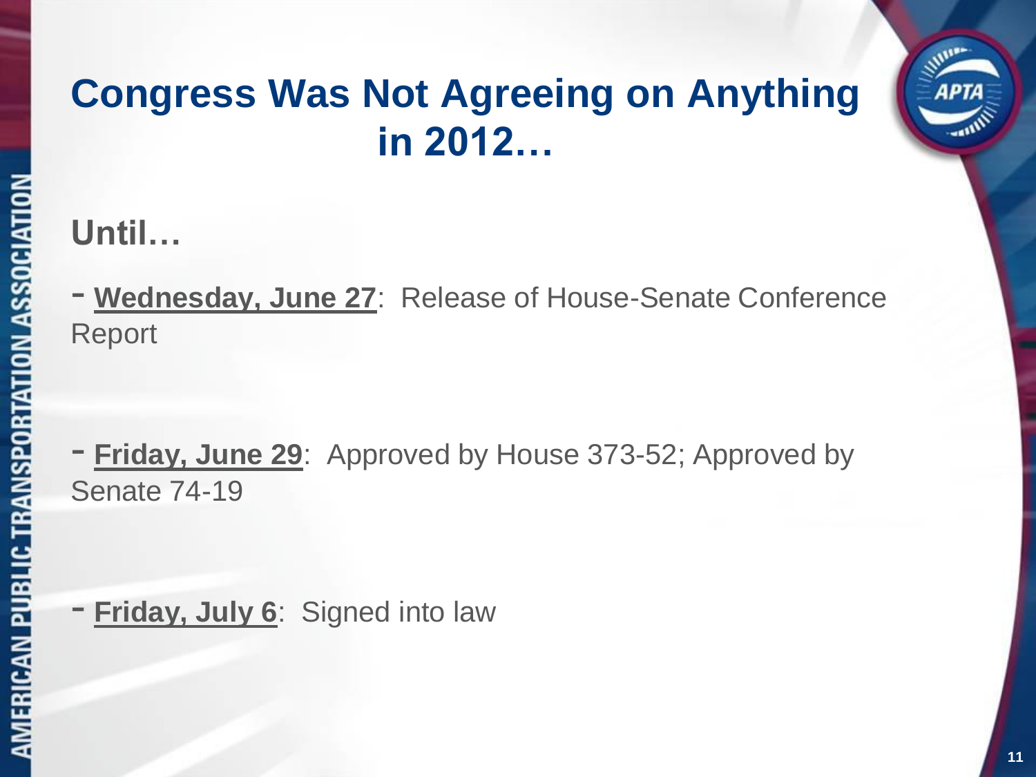# Congress Was Not Agreeing on Anything in 2012…

**Until…**

- **Wednesday, June 27**: Release of House-Senate Conference Report

- **Friday, June 29**: Approved by House 373-52; Approved by Senate 74-19

- **Friday, July 6**: Signed into law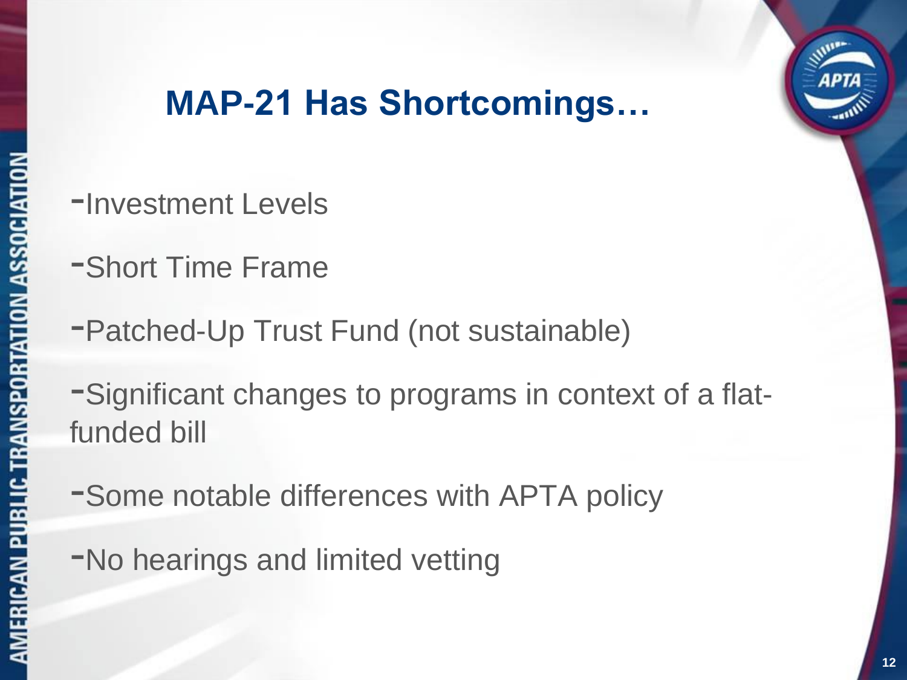# MAP-21 Has Shortcomings…

- Investment Levels
- Short Time Frame
- Patched-Up Trust Fund (not sustainable)
- Significant changes to programs in context of a flat-funded bill
- Some notable differences with APTA policy
- No hearings and limited vetting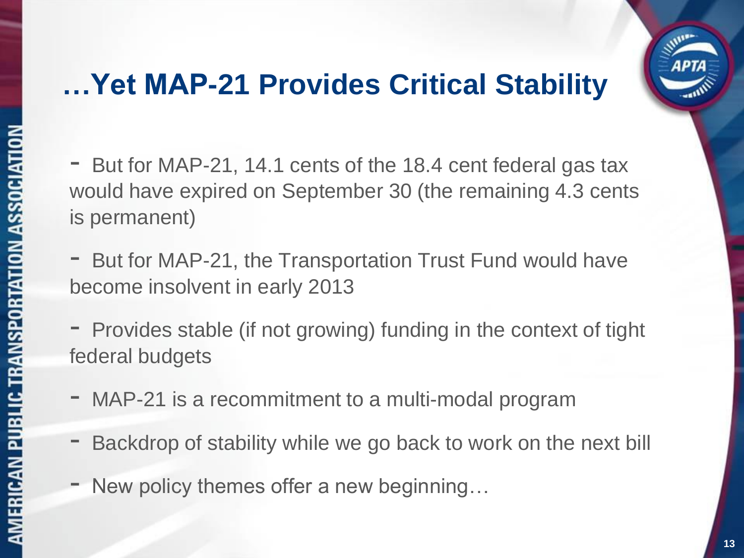# …Yet MAP-21 Provides Critical Stability

- But for MAP-21, 14.1 cents of the 18.4 cent federal gas tax would have expired on September 30 (the remaining 4.3 cents is permanent)
- But for MAP-21, the Transportation Trust Fund would have become insolvent in early 2013
- Provides stable (if not growing) funding in the context of tight federal budgets
- MAP-21 is a recommitment to a multi-modal program
- Backdrop of stability while we go back to work on the next bill
- New policy themes offer a new beginning…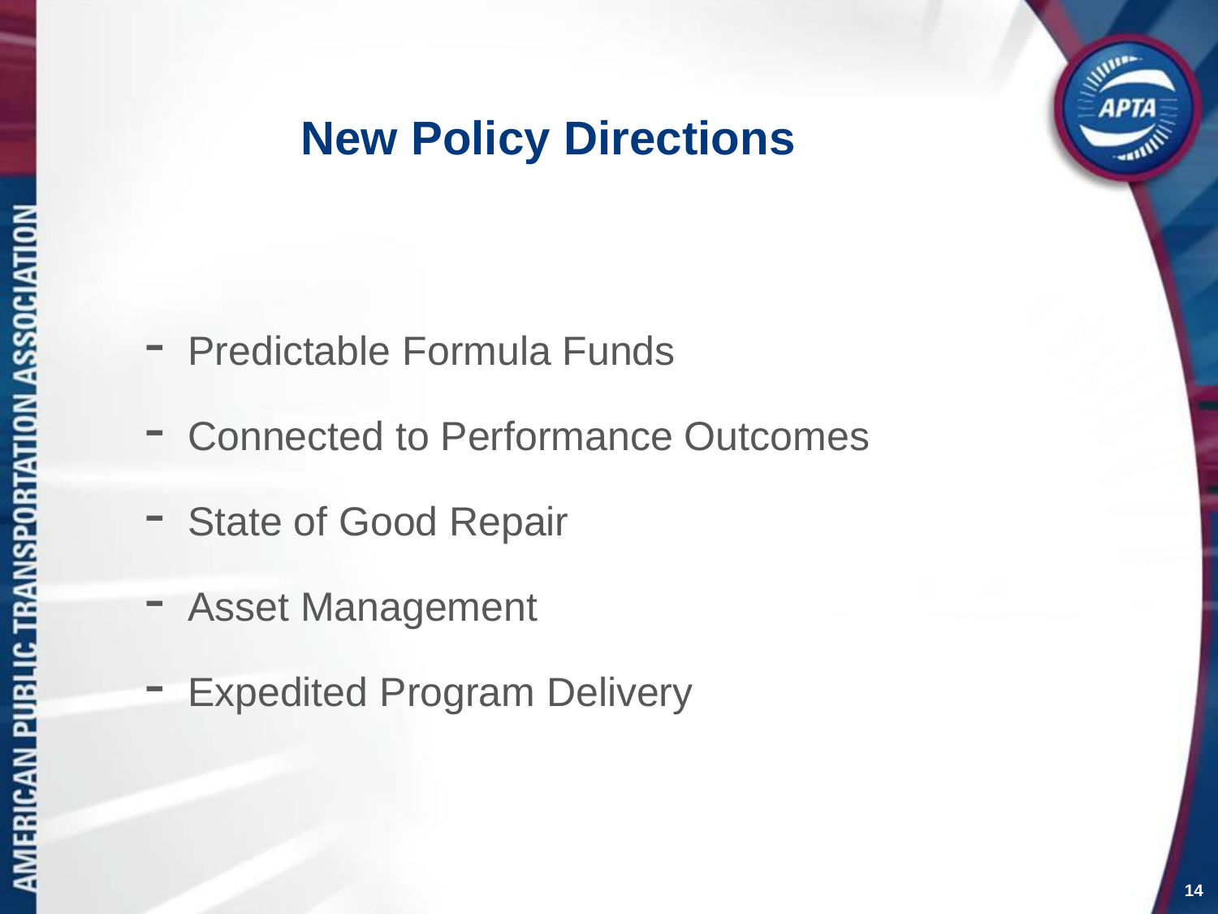# New Policy Directions

- Predictable Formula Funds
- Connected to Performance Outcomes
- State of Good Repair
- Asset Management
- Expedited Program Delivery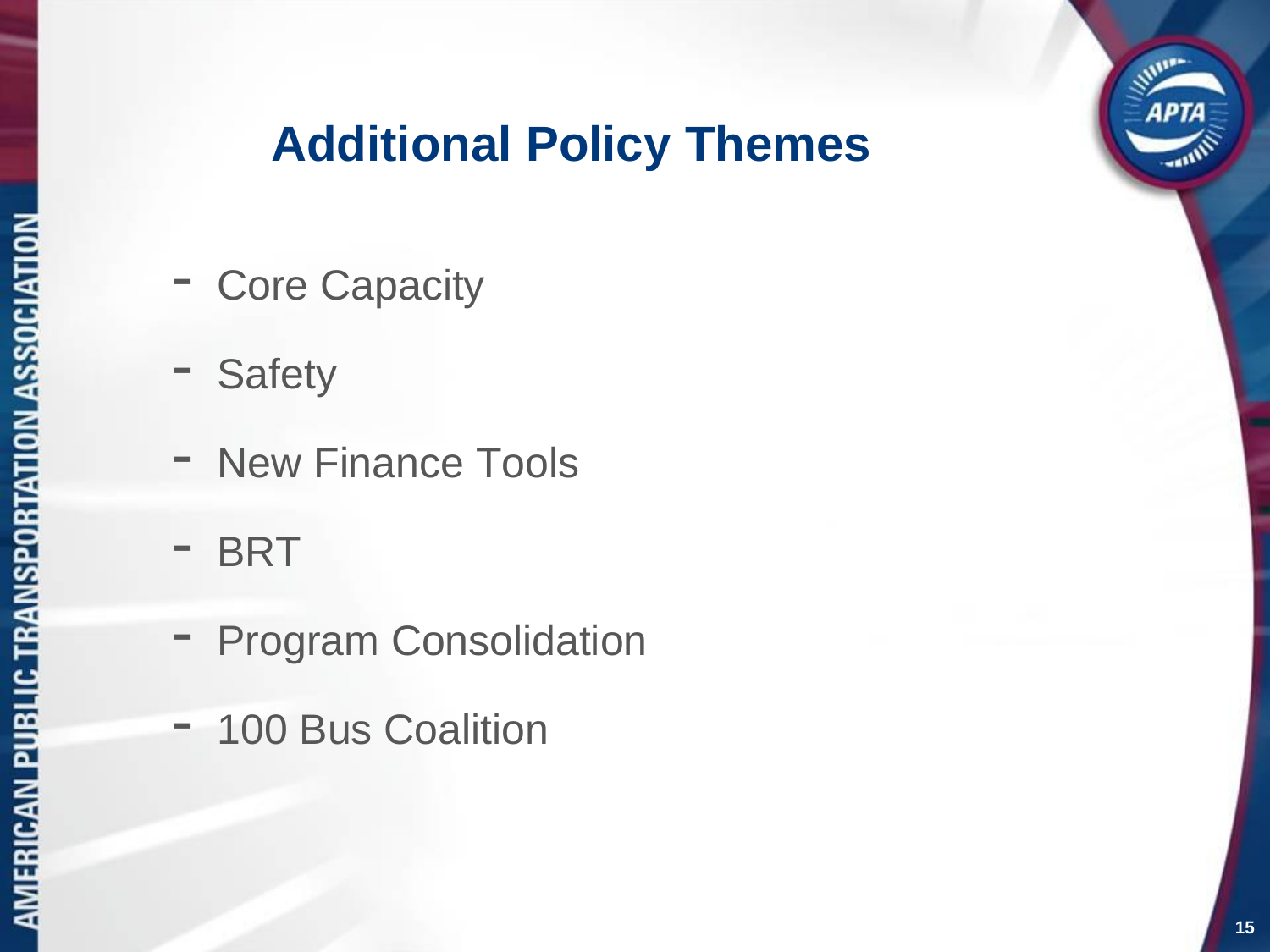## Additional Policy Themes

- Core Capacity
- Safety
- New Finance Tools
- BRT
- Program Consolidation
- 100 Bus Coalition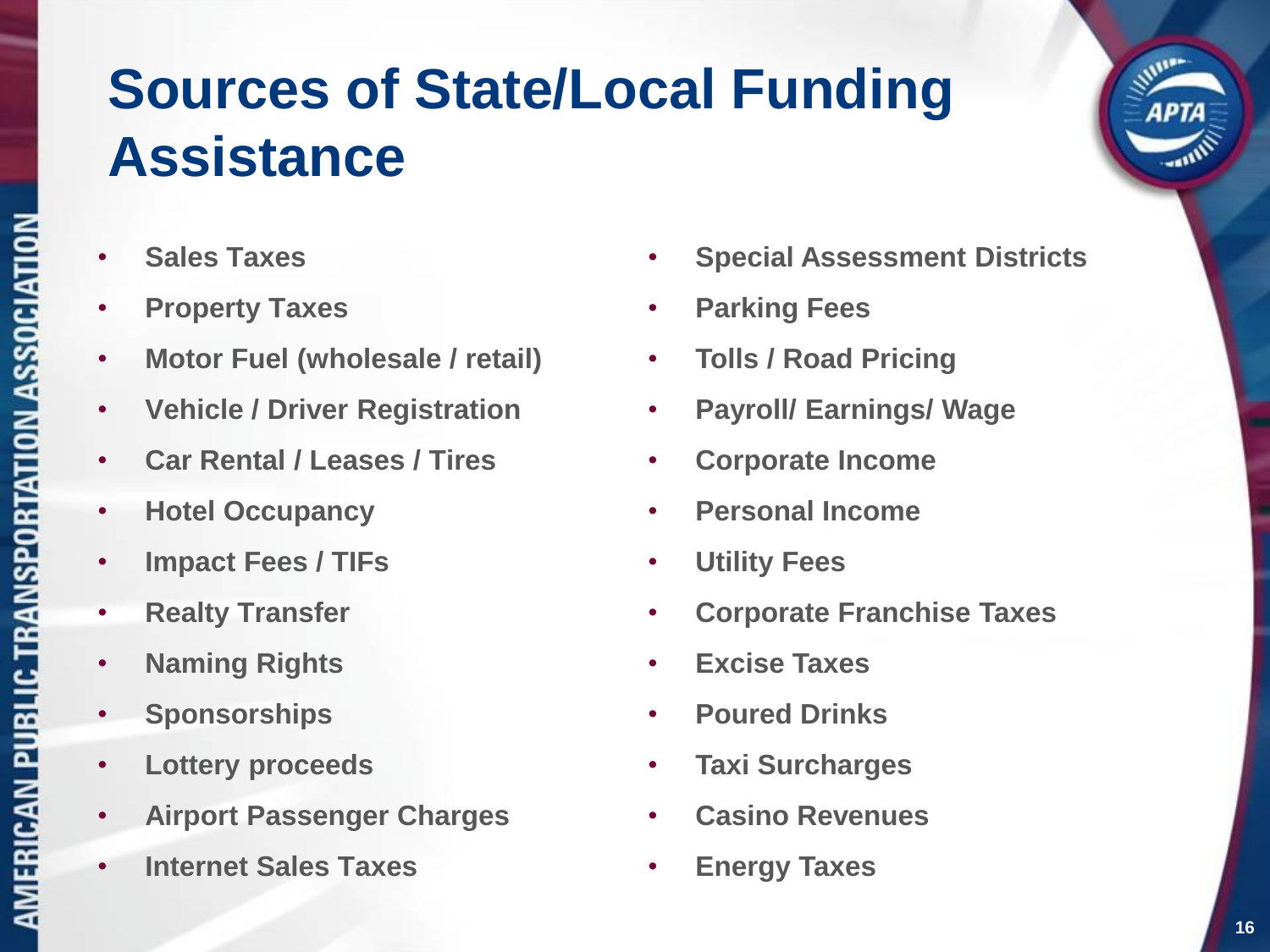# Sources of State/Local Funding Assistance

- Sales Taxes
- Property Taxes
- Motor Fuel (wholesale / retail)
- Vehicle / Driver Registration
- Car Rental / Leases / Tires
- Hotel Occupancy
- Impact Fees / TIFs
- Realty Transfer
- Naming Rights
- Sponsorships
- Lottery proceeds
- Airport Passenger Charges
- Internet Sales Taxes
- Special Assessment Districts
- Parking Fees
- Tolls / Road Pricing
- Payroll/ Earnings/ Wage
- Corporate Income
- Personal Income
- Utility Fees
- Corporate Franchise Taxes
- Excise Taxes
- Poured Drinks
- Taxi Surcharges
- Casino Revenues
- Energy Taxes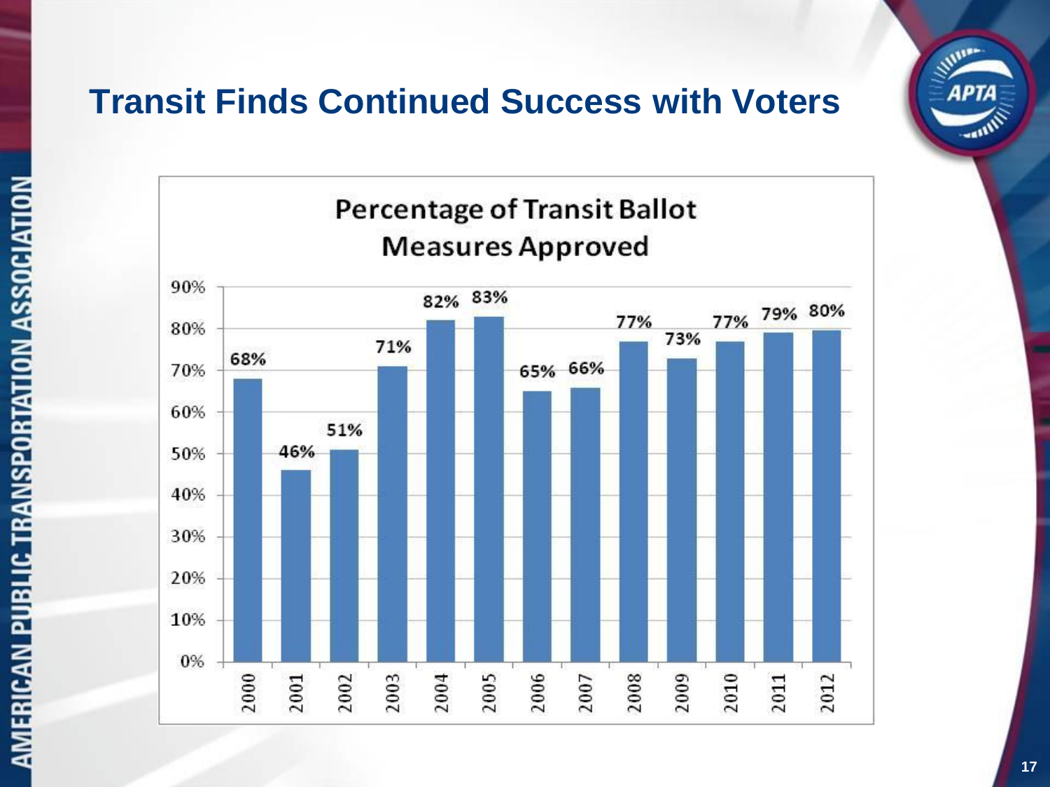## Transit Finds Continued Success with Voters

**Percentage of Transit Ballot Measures Approved**

| Year | Percentage Approved |
|---|---|
| 2000 | 68% |
| 2001 | 46% |
| 2002 | 51% |
| 2003 | 71% |
| 2004 | 82% |
| 2005 | 83% |
| 2006 | 65% |
| 2007 | 66% |
| 2008 | 77% |
| 2009 | 73% |
| 2010 | 77% |
| 2011 | 79% |
| 2012 | 80% |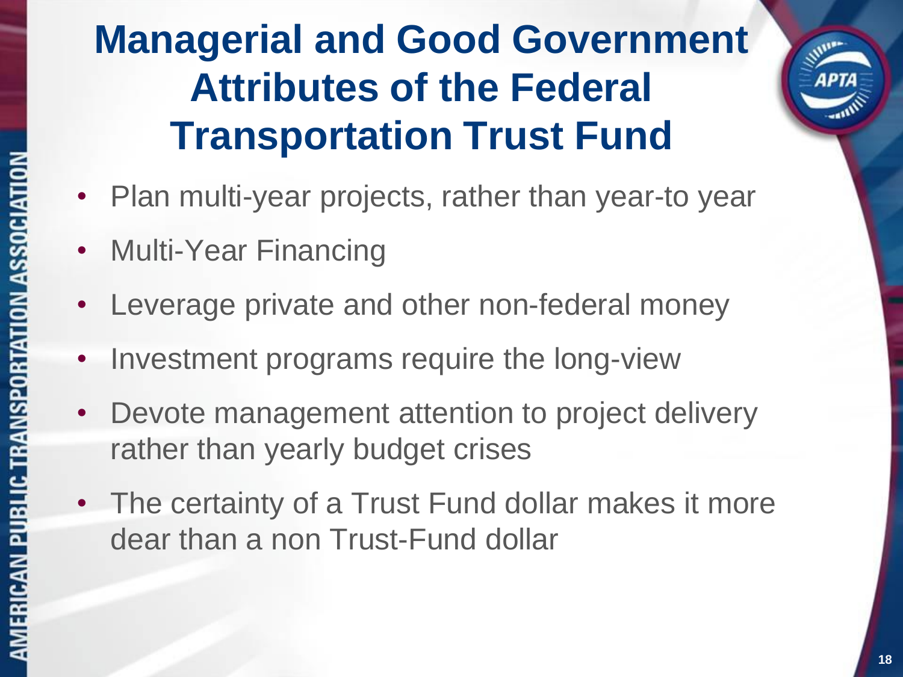# Managerial and Good Government Attributes of the Federal Transportation Trust Fund

- Plan multi-year projects, rather than year-to year
- Multi-Year Financing
- Leverage private and other non-federal money
- Investment programs require the long-view
- Devote management attention to project delivery rather than yearly budget crises
- The certainty of a Trust Fund dollar makes it more dear than a non Trust-Fund dollar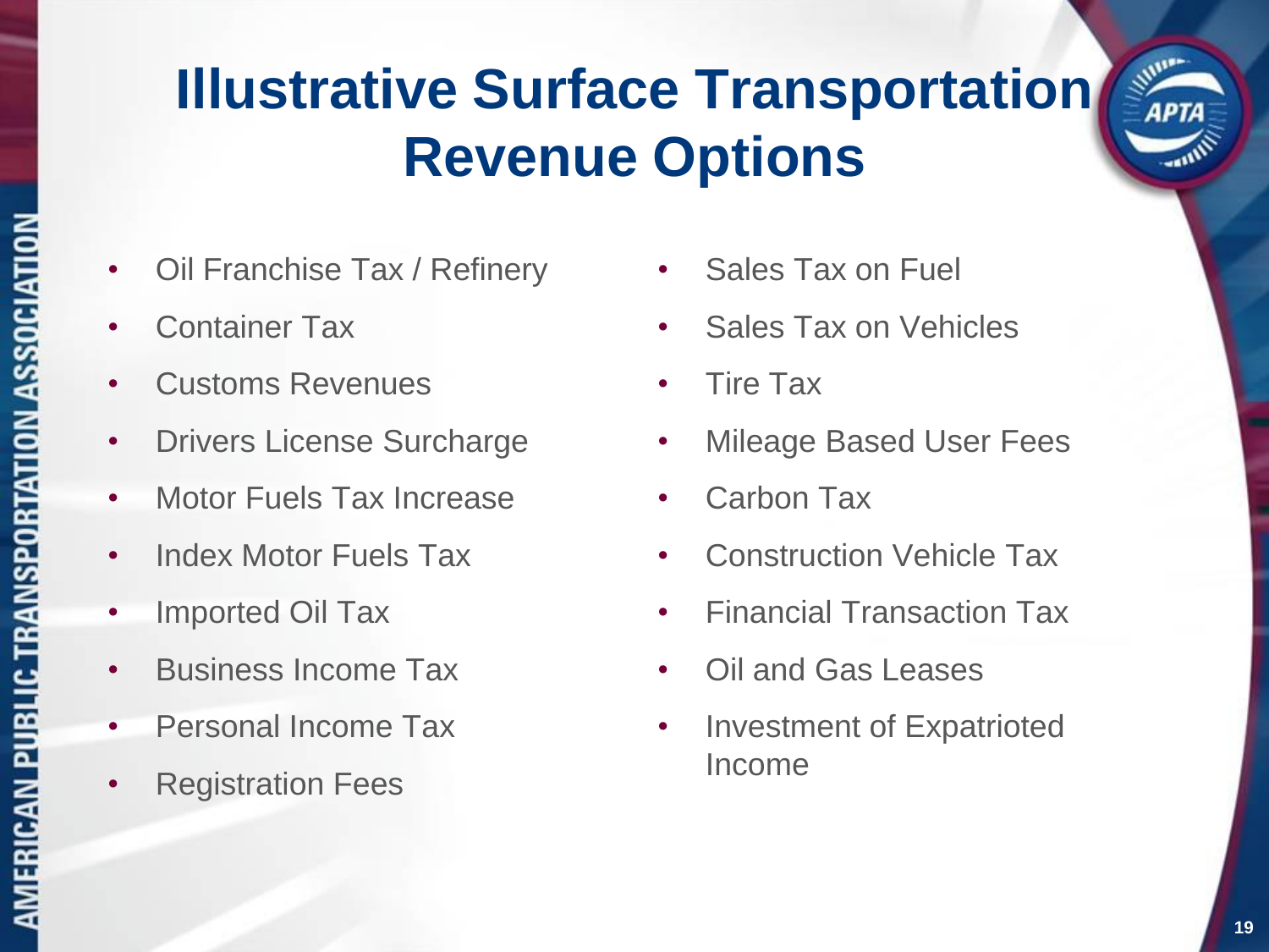# Illustrative Surface Transportation Revenue Options

- Oil Franchise Tax / Refinery
- Container Tax
- Customs Revenues
- Drivers License Surcharge
- Motor Fuels Tax Increase
- Index Motor Fuels Tax
- Imported Oil Tax
- Business Income Tax
- Personal Income Tax
- Registration Fees
- Sales Tax on Fuel
- Sales Tax on Vehicles
- Tire Tax
- Mileage Based User Fees
- Carbon Tax
- Construction Vehicle Tax
- Financial Transaction Tax
- Oil and Gas Leases
- Investment of Expatrioted Income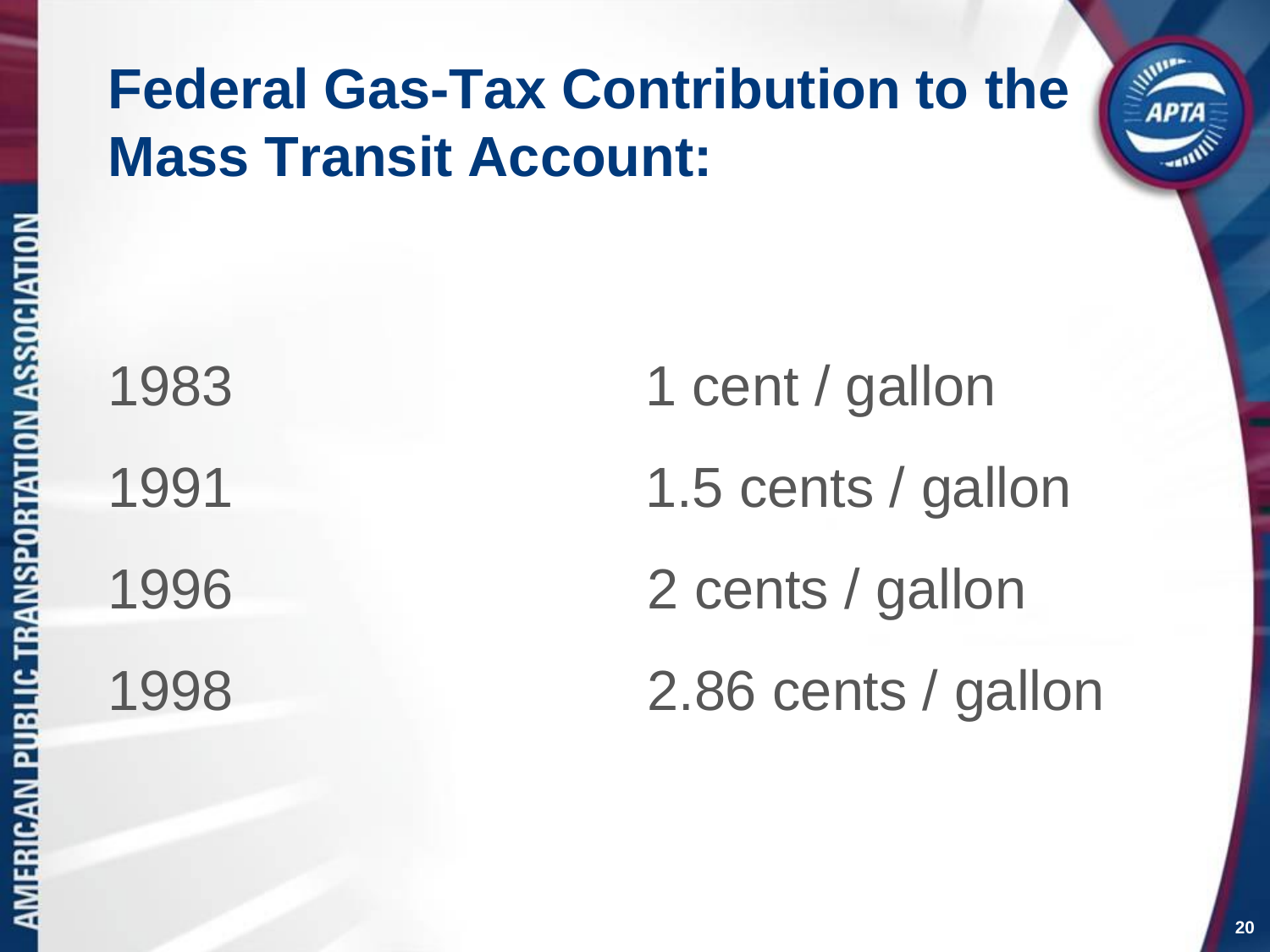# Federal Gas-Tax Contribution to the Mass Transit Account:

| | |
|---|---|
| 1983 | 1 cent / gallon |
| 1991 | 1.5 cents / gallon |
| 1996 | 2 cents / gallon |
| 1998 | 2.86 cents / gallon |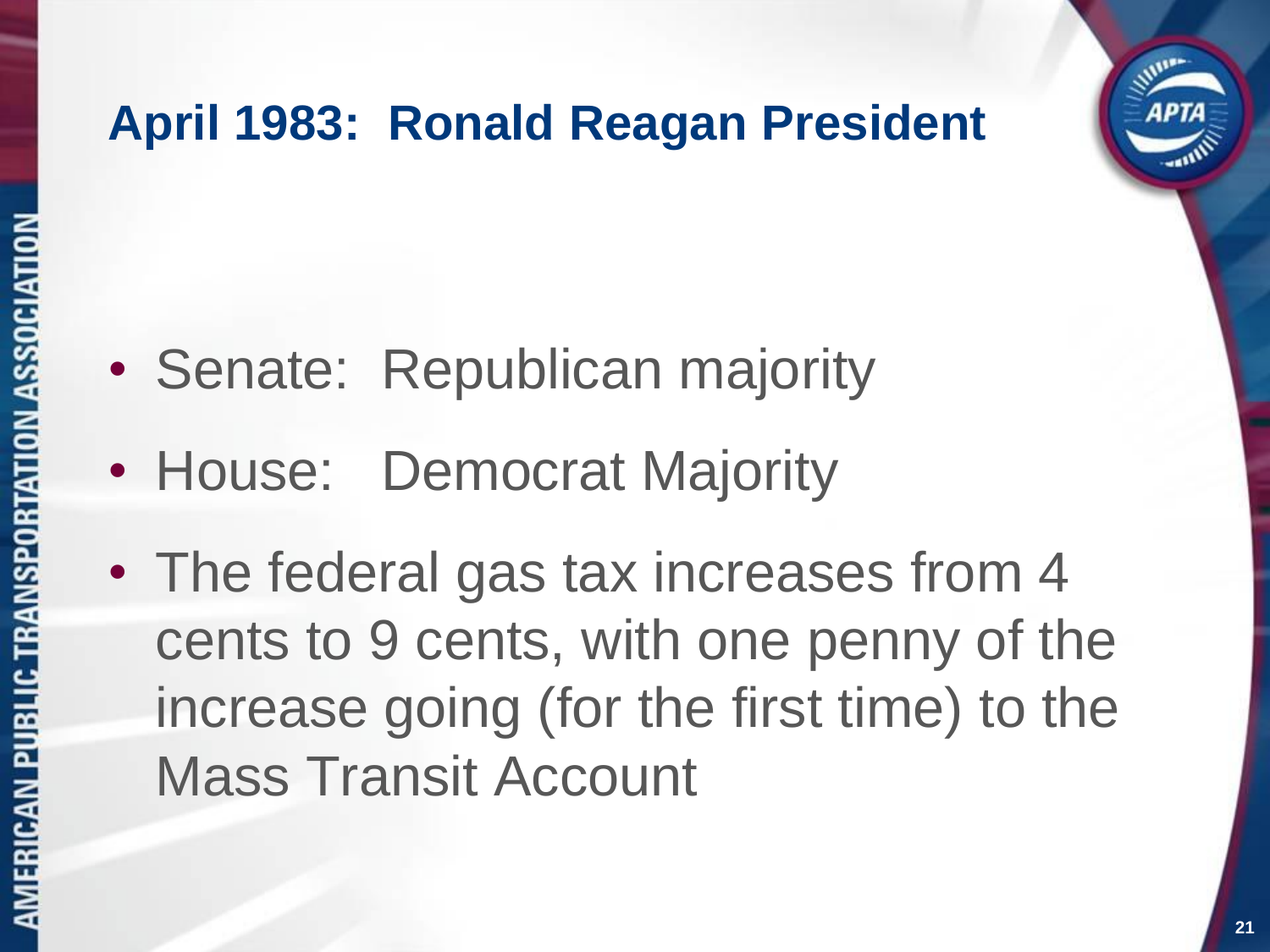## April 1983: Ronald Reagan President

- Senate: Republican majority
- House: Democrat Majority
- The federal gas tax increases from 4 cents to 9 cents, with one penny of the increase going (for the first time) to the Mass Transit Account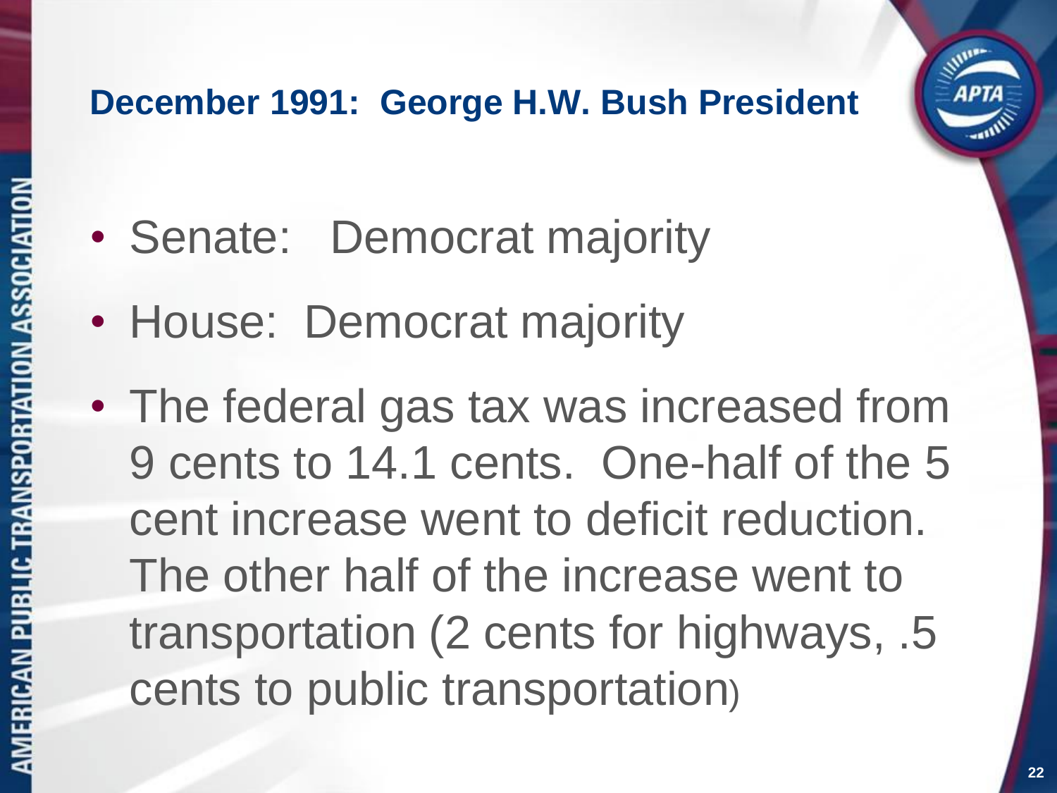## December 1991: George H.W. Bush President

- Senate: Democrat majority
- House: Democrat majority
- The federal gas tax was increased from 9 cents to 14.1 cents. One-half of the 5 cent increase went to deficit reduction. The other half of the increase went to transportation (2 cents for highways, .5 cents to public transportation)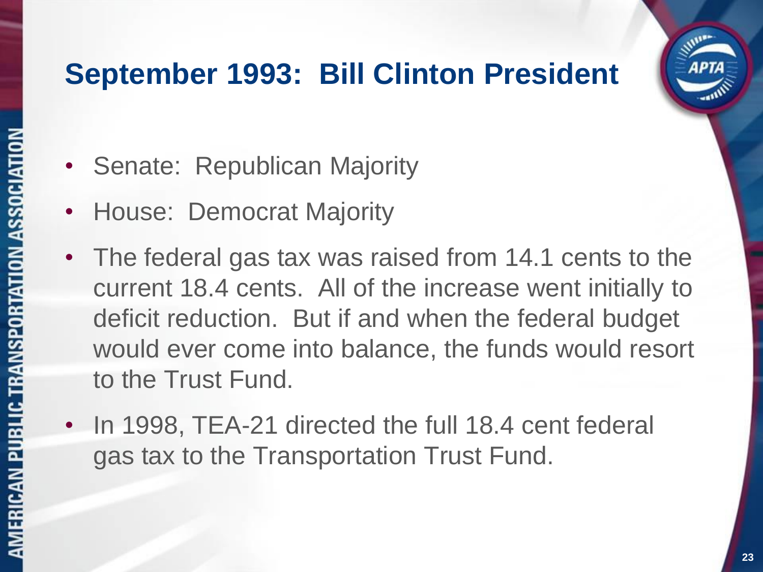# September 1993: Bill Clinton President

- Senate: Republican Majority
- House: Democrat Majority
- The federal gas tax was raised from 14.1 cents to the current 18.4 cents. All of the increase went initially to deficit reduction. But if and when the federal budget would ever come into balance, the funds would resort to the Trust Fund.
- In 1998, TEA-21 directed the full 18.4 cent federal gas tax to the Transportation Trust Fund.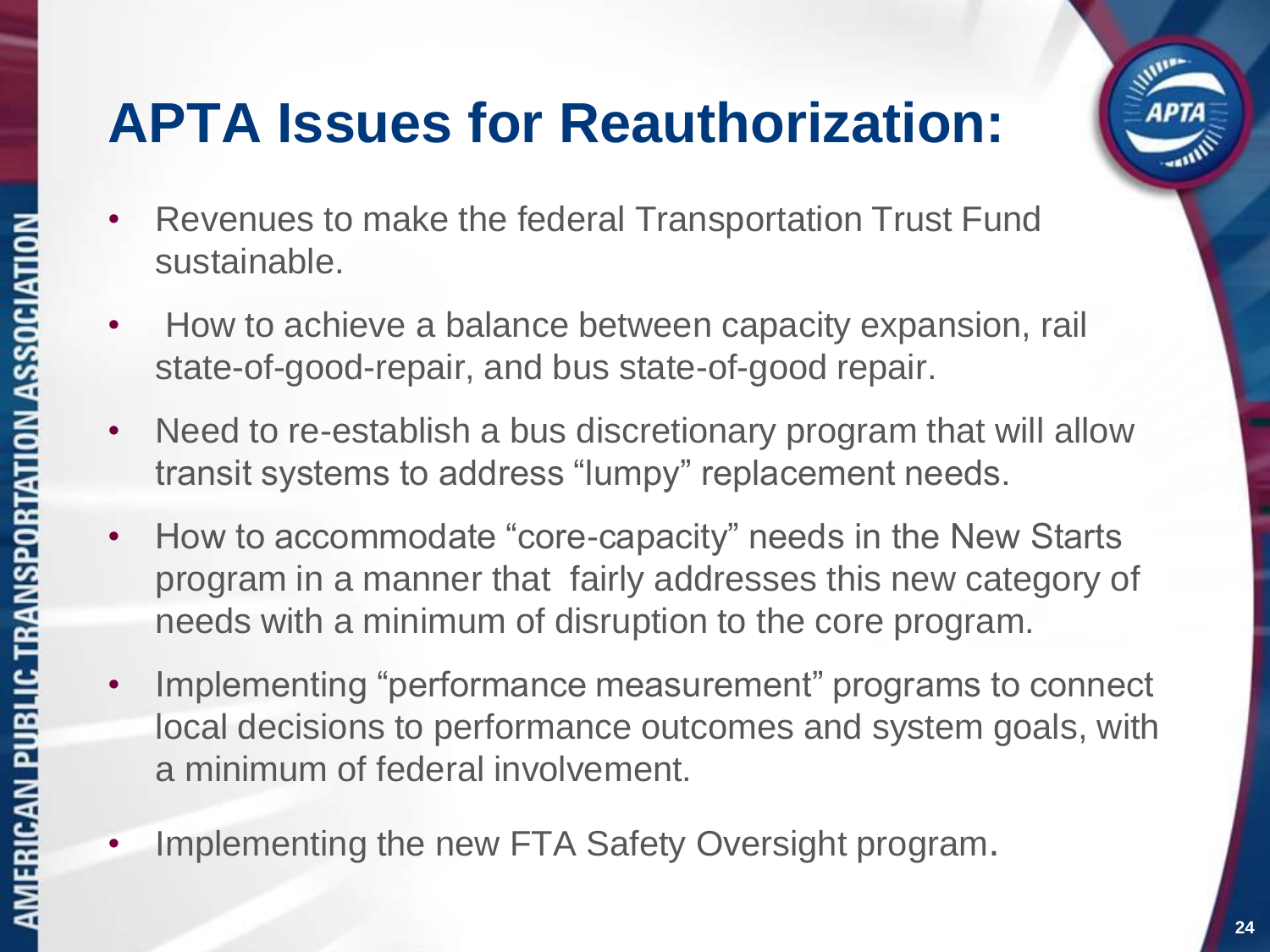# APTA Issues for Reauthorization:

- Revenues to make the federal Transportation Trust Fund sustainable.
- How to achieve a balance between capacity expansion, rail state-of-good-repair, and bus state-of-good repair.
- Need to re-establish a bus discretionary program that will allow transit systems to address "lumpy" replacement needs.
- How to accommodate "core-capacity" needs in the New Starts program in a manner that fairly addresses this new category of needs with a minimum of disruption to the core program.
- Implementing "performance measurement" programs to connect local decisions to performance outcomes and system goals, with a minimum of federal involvement.
- Implementing the new FTA Safety Oversight program.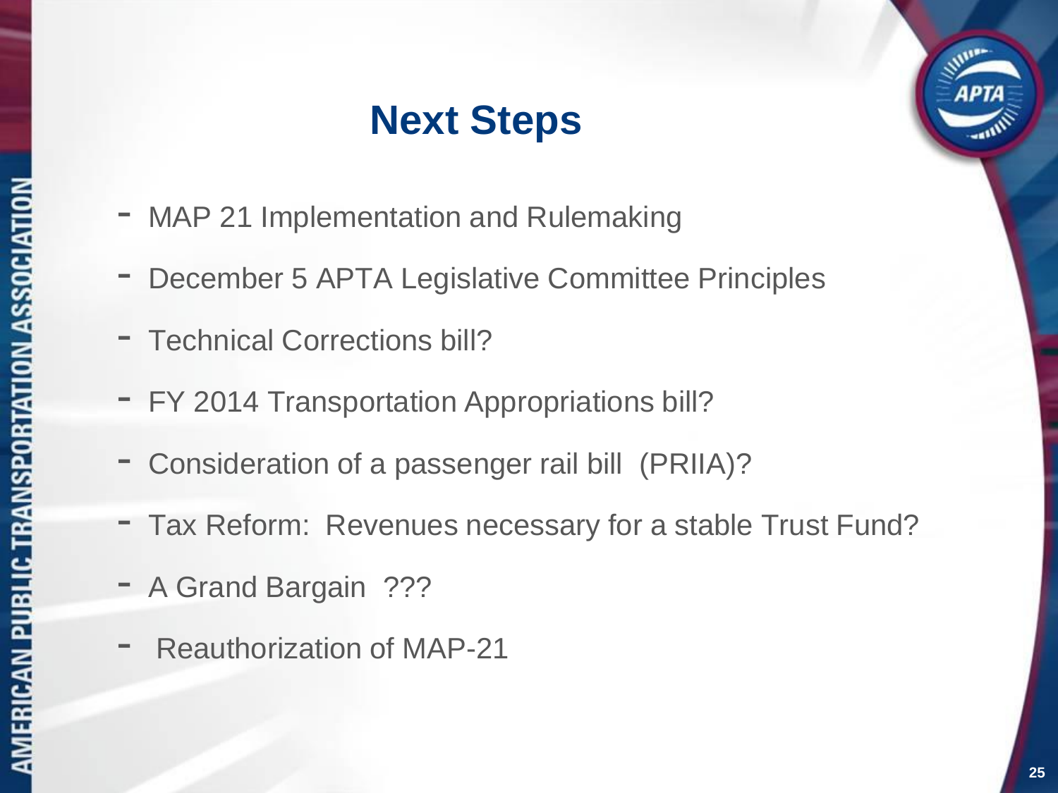# Next Steps

- MAP 21 Implementation and Rulemaking
- December 5 APTA Legislative Committee Principles
- Technical Corrections bill?
- FY 2014 Transportation Appropriations bill?
- Consideration of a passenger rail bill (PRIIA)?
- Tax Reform: Revenues necessary for a stable Trust Fund?
- A Grand Bargain ???
- Reauthorization of MAP-21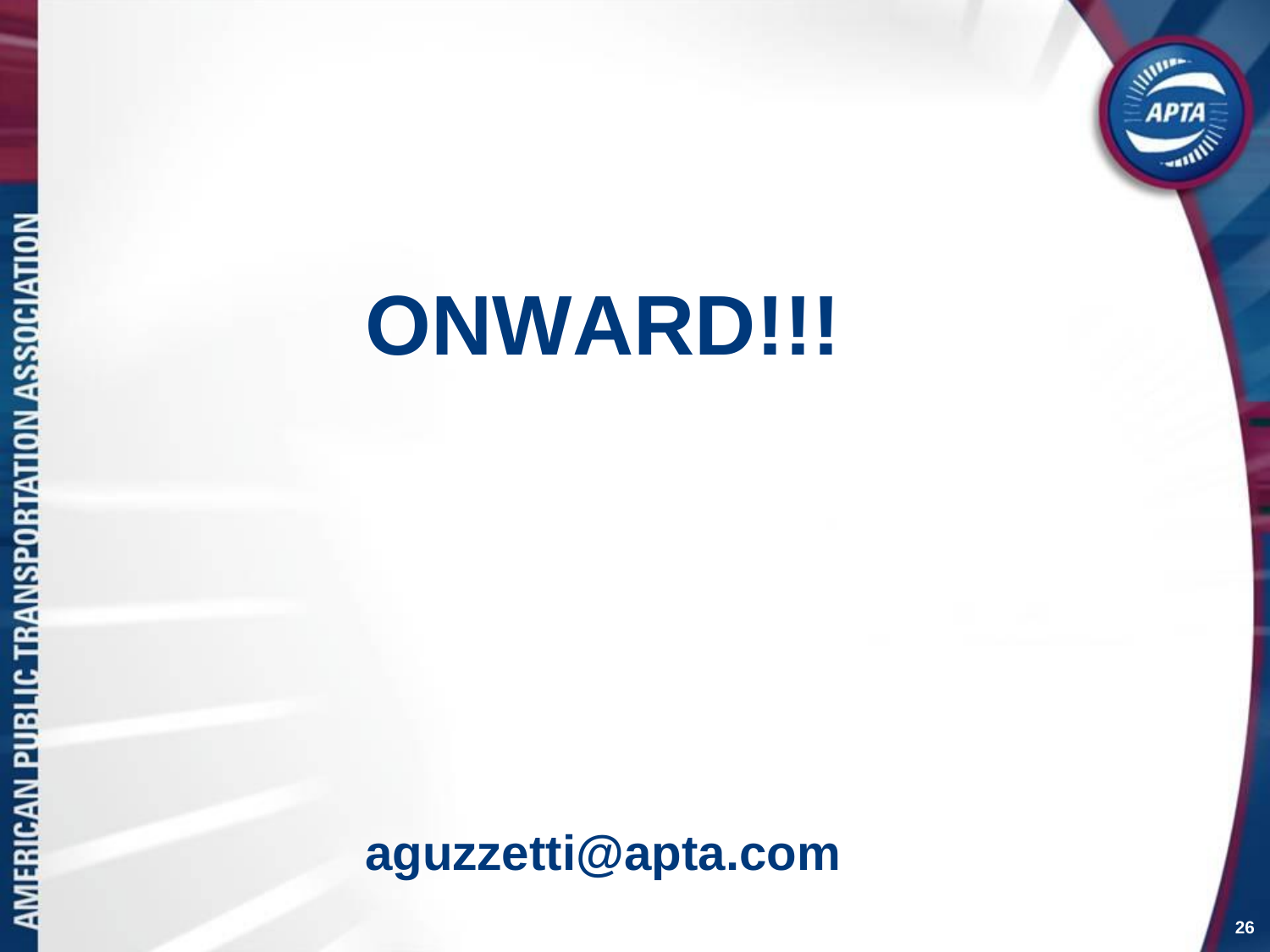# ONWARD!!!

**aguzzetti@apta.com**